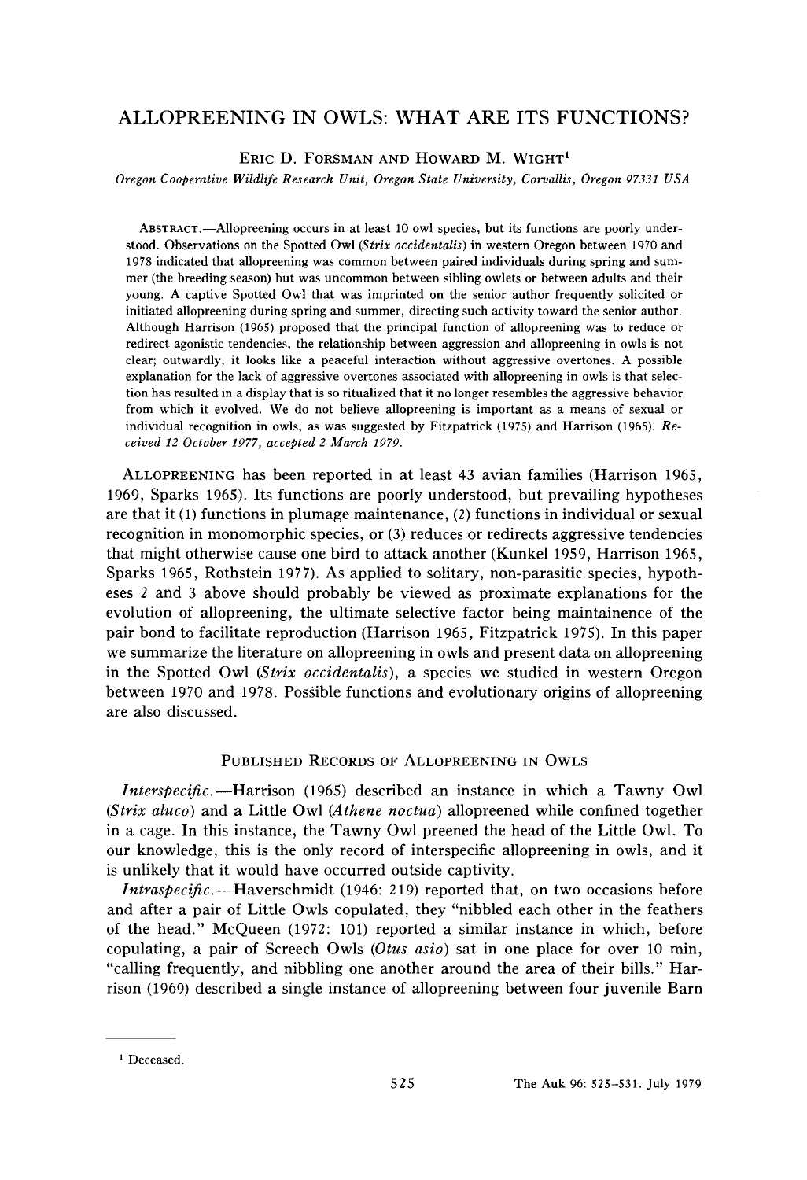# ALLOPREENING IN OWLS: WHAT ARE ITS FUNCTIONS?

ERIC D. FORSMAN AND HOWARD M. WIGHT[1]

*Oregon Cooperative Wildlife Research Unit, Oregon State University, Corvallis, Oregon 97331 USA*

ABSTRACT.—Allopreening occurs in at least 10 owl species, but its functions are poorly understood. Observations on the Spotted Owl (*Strix occidentalis*) in western Oregon between 1970 and 1978 indicated that allopreening was common between paired individuals during spring and summer (the breeding season) but was uncommon between sibling owlets or between adults and their young. A captive Spotted Owl that was imprinted on the senior author frequently solicited or initiated allopreening during spring and summer, directing such activity toward the senior author. Although Harrison (1965) proposed that the principal function of allopreening was to reduce or redirect agonistic tendencies, the relationship between aggression and allopreening in owls is not clear; outwardly, it looks like a peaceful interaction without aggressive overtones. A possible explanation for the lack of aggressive overtones associated with allopreening in owls is that selection has resulted in a display that is so ritualized that it no longer resembles the aggressive behavior from which it evolved. We do not believe allopreening is important as a means of sexual or individual recognition in owls, as was suggested by Fitzpatrick (1975) and Harrison (1965). *Received 12 October 1977, accepted 2 March 1979.*

ALLOPREENING has been reported in at least 43 avian families (Harrison 1965, 1969, Sparks 1965). Its functions are poorly understood, but prevailing hypotheses are that it (1) functions in plumage maintenance, (2) functions in individual or sexual recognition in monomorphic species, or (3) reduces or redirects aggressive tendencies that might otherwise cause one bird to attack another (Kunkel 1959, Harrison 1965, Sparks 1965, Rothstein 1977). As applied to solitary, non-parasitic species, hypotheses 2 and 3 above should probably be viewed as proximate explanations for the evolution of allopreening, the ultimate selective factor being maintainence of the pair bond to facilitate reproduction (Harrison 1965, Fitzpatrick 1975). In this paper we summarize the literature on allopreening in owls and present data on allopreening in the Spotted Owl (*Strix occidentalis*), a species we studied in western Oregon between 1970 and 1978. Possible functions and evolutionary origins of allopreening are also discussed.

## PUBLISHED RECORDS OF ALLOPREENING IN OWLS

*Interspecific.*—Harrison (1965) described an instance in which a Tawny Owl (*Strix aluco*) and a Little Owl (*Athene noctua*) allopreened while confined together in a cage. In this instance, the Tawny Owl preened the head of the Little Owl. To our knowledge, this is the only record of interspecific allopreening in owls, and it is unlikely that it would have occurred outside captivity.

*Intraspecific.*—Haverschmidt (1946: 219) reported that, on two occasions before and after a pair of Little Owls copulated, they "nibbled each other in the feathers of the head." McQueen (1972: 101) reported a similar instance in which, before copulating, a pair of Screech Owls (*Otus asio*) sat in one place for over 10 min, "calling frequently, and nibbling one another around the area of their bills." Harrison (1969) described a single instance of allopreening between four juvenile Barn

[1] Deceased.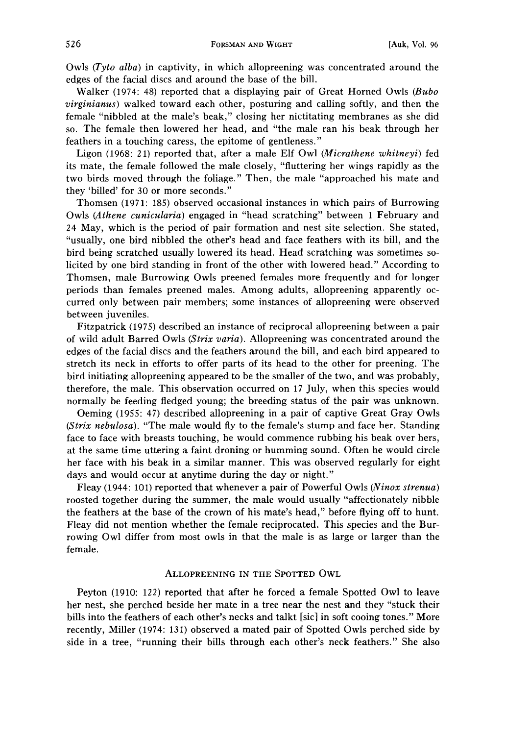Owls (*Tyto alba*) in captivity, in which allopreening was concentrated around the edges of the facial discs and around the base of the bill.

Walker (1974: 48) reported that a displaying pair of Great Horned Owls (*Bubo virginianus*) walked toward each other, posturing and calling softly, and then the female "nibbled at the male's beak," closing her nictitating membranes as she did so. The female then lowered her head, and "the male ran his beak through her feathers in a touching caress, the epitome of gentleness."

Ligon (1968: 21) reported that, after a male Elf Owl (*Micrathene whitneyi*) fed its mate, the female followed the male closely, "fluttering her wings rapidly as the two birds moved through the foliage." Then, the male "approached his mate and they 'billed' for 30 or more seconds."

Thomsen (1971: 185) observed occasional instances in which pairs of Burrowing Owls (*Athene cunicularia*) engaged in "head scratching" between 1 February and 24 May, which is the period of pair formation and nest site selection. She stated, "usually, one bird nibbled the other's head and face feathers with its bill, and the bird being scratched usually lowered its head. Head scratching was sometimes solicited by one bird standing in front of the other with lowered head." According to Thomsen, male Burrowing Owls preened females more frequently and for longer periods than females preened males. Among adults, allopreening apparently occurred only between pair members; some instances of allopreening were observed between juveniles.

Fitzpatrick (1975) described an instance of reciprocal allopreening between a pair of wild adult Barred Owls (*Strix varia*). Allopreening was concentrated around the edges of the facial discs and the feathers around the bill, and each bird appeared to stretch its neck in efforts to offer parts of its head to the other for preening. The bird initiating allopreening appeared to be the smaller of the two, and was probably, therefore, the male. This observation occurred on 17 July, when this species would normally be feeding fledged young; the breeding status of the pair was unknown.

Oeming (1955: 47) described allopreening in a pair of captive Great Gray Owls (*Strix nebulosa*). "The male would fly to the female's stump and face her. Standing face to face with breasts touching, he would commence rubbing his beak over hers, at the same time uttering a faint droning or humming sound. Often he would circle her face with his beak in a similar manner. This was observed regularly for eight days and would occur at anytime during the day or night."

Fleay (1944: 101) reported that whenever a pair of Powerful Owls (*Ninox strenua*) roosted together during the summer, the male would usually "affectionately nibble the feathers at the base of the crown of his mate's head," before flying off to hunt. Fleay did not mention whether the female reciprocated. This species and the Burrowing Owl differ from most owls in that the male is as large or larger than the female.

## Allopreening in the Spotted Owl

Peyton (1910: 122) reported that after he forced a female Spotted Owl to leave her nest, she perched beside her mate in a tree near the nest and they "stuck their bills into the feathers of each other's necks and talkt [sic] in soft cooing tones." More recently, Miller (1974: 131) observed a mated pair of Spotted Owls perched side by side in a tree, "running their bills through each other's neck feathers." She also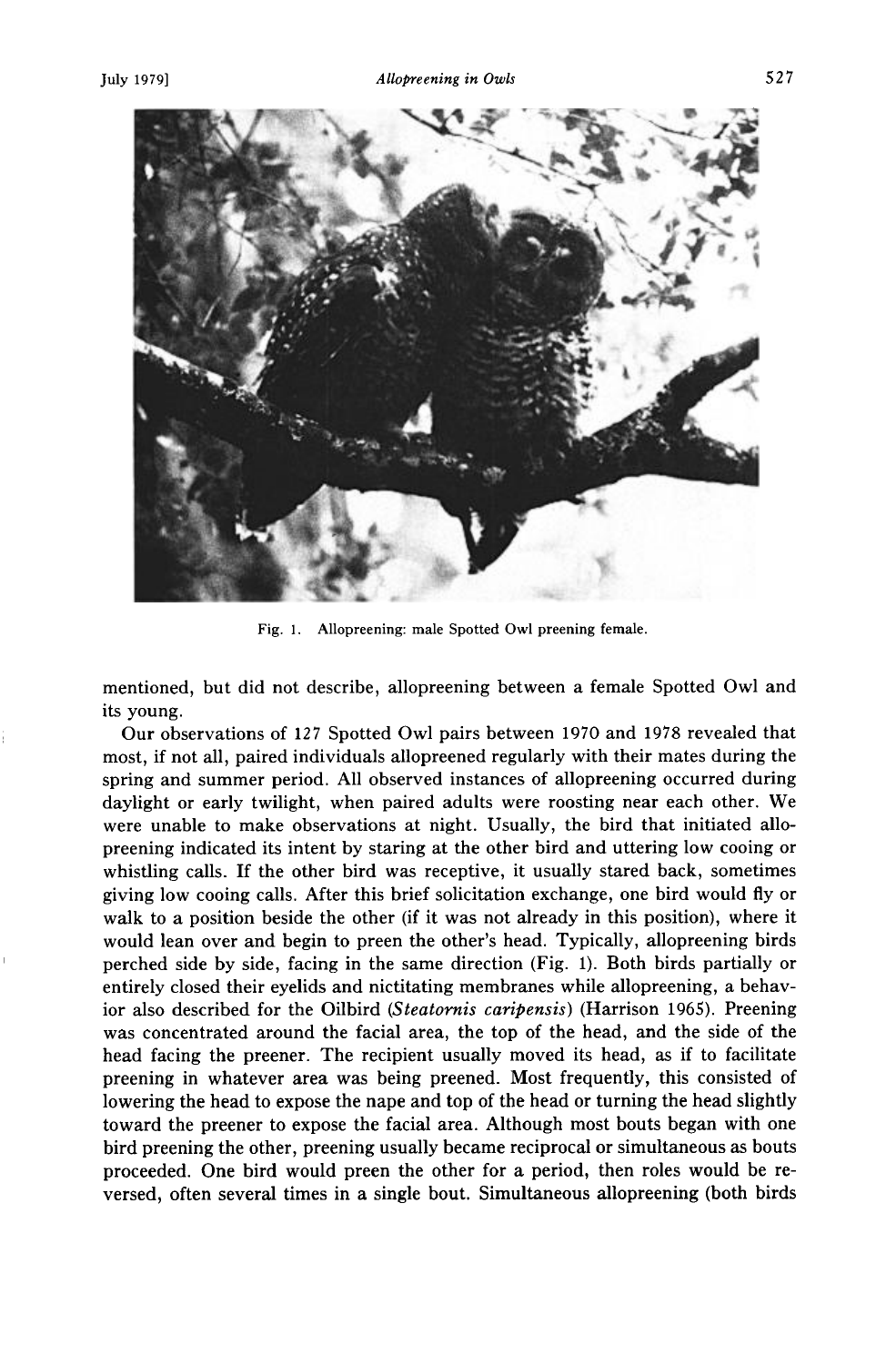Fig. 1. Allopreening: male Spotted Owl preening female.

mentioned, but did not describe, allopreening between a female Spotted Owl and its young.

Our observations of 127 Spotted Owl pairs between 1970 and 1978 revealed that most, if not all, paired individuals allopreened regularly with their mates during the spring and summer period. All observed instances of allopreening occurred during daylight or early twilight, when paired adults were roosting near each other. We were unable to make observations at night. Usually, the bird that initiated allopreening indicated its intent by staring at the other bird and uttering low cooing or whistling calls. If the other bird was receptive, it usually stared back, sometimes giving low cooing calls. After this brief solicitation exchange, one bird would fly or walk to a position beside the other (if it was not already in this position), where it would lean over and begin to preen the other's head. Typically, allopreening birds perched side by side, facing in the same direction (Fig. 1). Both birds partially or entirely closed their eyelids and nictitating membranes while allopreening, a behavior also described for the Oilbird (*Steatornis caripensis*) (Harrison 1965). Preening was concentrated around the facial area, the top of the head, and the side of the head facing the preener. The recipient usually moved its head, as if to facilitate preening in whatever area was being preened. Most frequently, this consisted of lowering the head to expose the nape and top of the head or turning the head slightly toward the preener to expose the facial area. Although most bouts began with one bird preening the other, preening usually became reciprocal or simultaneous as bouts proceeded. One bird would preen the other for a period, then roles would be reversed, often several times in a single bout. Simultaneous allopreening (both birds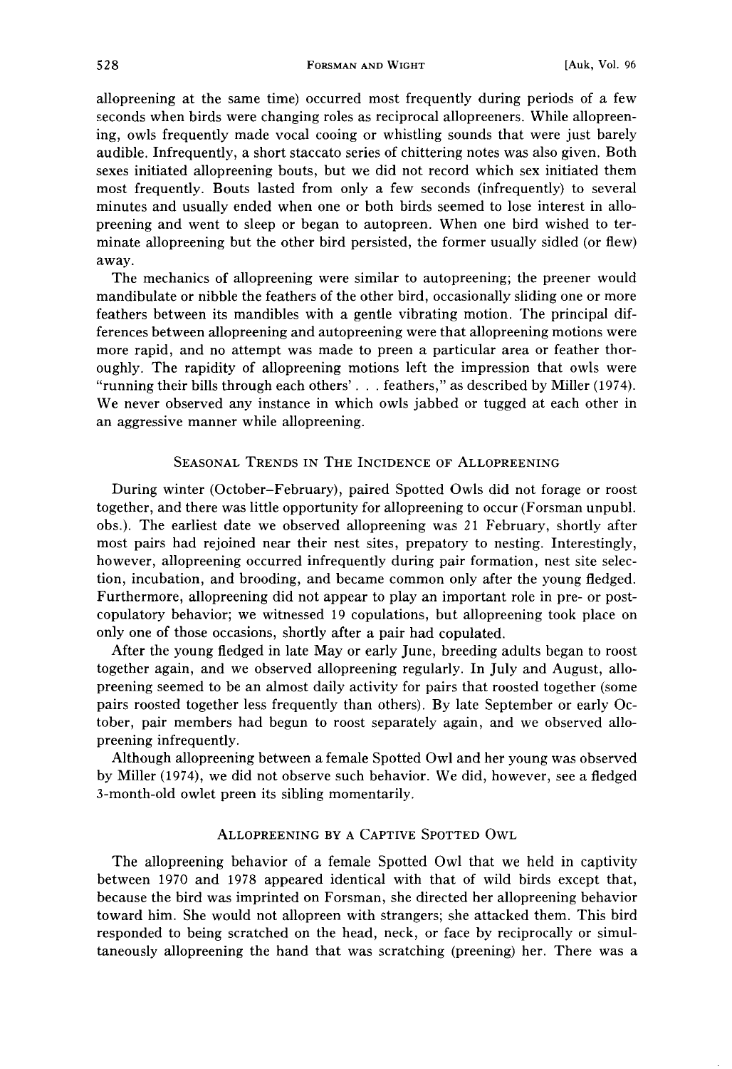allopreening at the same time) occurred most frequently during periods of a few seconds when birds were changing roles as reciprocal allopreeners. While allopreening, owls frequently made vocal cooing or whistling sounds that were just barely audible. Infrequently, a short staccato series of chittering notes was also given. Both sexes initiated allopreening bouts, but we did not record which sex initiated them most frequently. Bouts lasted from only a few seconds (infrequently) to several minutes and usually ended when one or both birds seemed to lose interest in allopreening and went to sleep or began to autopreen. When one bird wished to terminate allopreening but the other bird persisted, the former usually sidled (or flew) away.

The mechanics of allopreening were similar to autopreening; the preener would mandibulate or nibble the feathers of the other bird, occasionally sliding one or more feathers between its mandibles with a gentle vibrating motion. The principal differences between allopreening and autopreening were that allopreening motions were more rapid, and no attempt was made to preen a particular area or feather thoroughly. The rapidity of allopreening motions left the impression that owls were "running their bills through each others' . . . feathers," as described by Miller (1974). We never observed any instance in which owls jabbed or tugged at each other in an aggressive manner while allopreening.

## Seasonal Trends in The Incidence of Allopreening

During winter (October–February), paired Spotted Owls did not forage or roost together, and there was little opportunity for allopreening to occur (Forsman unpubl. obs.). The earliest date we observed allopreening was 21 February, shortly after most pairs had rejoined near their nest sites, prepatory to nesting. Interestingly, however, allopreening occurred infrequently during pair formation, nest site selection, incubation, and brooding, and became common only after the young fledged. Furthermore, allopreening did not appear to play an important role in pre- or postcopulatory behavior; we witnessed 19 copulations, but allopreening took place on only one of those occasions, shortly after a pair had copulated.

After the young fledged in late May or early June, breeding adults began to roost together again, and we observed allopreening regularly. In July and August, allopreening seemed to be an almost daily activity for pairs that roosted together (some pairs roosted together less frequently than others). By late September or early October, pair members had begun to roost separately again, and we observed allopreening infrequently.

Although allopreening between a female Spotted Owl and her young was observed by Miller (1974), we did not observe such behavior. We did, however, see a fledged 3-month-old owlet preen its sibling momentarily.

## Allopreening by a Captive Spotted Owl

The allopreening behavior of a female Spotted Owl that we held in captivity between 1970 and 1978 appeared identical with that of wild birds except that, because the bird was imprinted on Forsman, she directed her allopreening behavior toward him. She would not allopreen with strangers; she attacked them. This bird responded to being scratched on the head, neck, or face by reciprocally or simultaneously allopreening the hand that was scratching (preening) her. There was a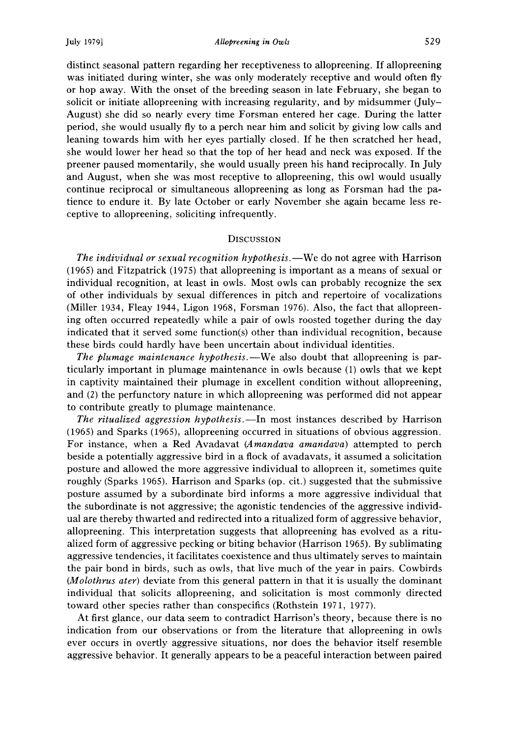distinct seasonal pattern regarding her receptiveness to allopreening. If allopreening was initiated during winter, she was only moderately receptive and would often fly or hop away. With the onset of the breeding season in late February, she began to solicit or initiate allopreening with increasing regularity, and by midsummer (July–August) she did so nearly every time Forsman entered her cage. During the latter period, she would usually fly to a perch near him and solicit by giving low calls and leaning towards him with her eyes partially closed. If he then scratched her head, she would lower her head so that the top of her head and neck was exposed. If the preener paused momentarily, she would usually preen his hand reciprocally. In July and August, when she was most receptive to allopreening, this owl would usually continue reciprocal or simultaneous allopreening as long as Forsman had the patience to endure it. By late October or early November she again became less receptive to allopreening, soliciting infrequently.

## Discussion

*The individual or sexual recognition hypothesis.*—We do not agree with Harrison (1965) and Fitzpatrick (1975) that allopreening is important as a means of sexual or individual recognition, at least in owls. Most owls can probably recognize the sex of other individuals by sexual differences in pitch and repertoire of vocalizations (Miller 1934, Fleay 1944, Ligon 1968, Forsman 1976). Also, the fact that allopreening often occurred repeatedly while a pair of owls roosted together during the day indicated that it served some function(s) other than individual recognition, because these birds could hardly have been uncertain about individual identities.

*The plumage maintenance hypothesis.*—We also doubt that allopreening is particularly important in plumage maintenance in owls because (1) owls that we kept in captivity maintained their plumage in excellent condition without allopreening, and (2) the perfunctory nature in which allopreening was performed did not appear to contribute greatly to plumage maintenance.

*The ritualized aggression hypothesis.*—In most instances described by Harrison (1965) and Sparks (1965), allopreening occurred in situations of obvious aggression. For instance, when a Red Avadavat (*Amandava amandava*) attempted to perch beside a potentially aggressive bird in a flock of avadavats, it assumed a solicitation posture and allowed the more aggressive individual to allopreen it, sometimes quite roughly (Sparks 1965). Harrison and Sparks (op. cit.) suggested that the submissive posture assumed by a subordinate bird informs a more aggressive individual that the subordinate is not aggressive; the agonistic tendencies of the aggressive individual are thereby thwarted and redirected into a ritualized form of aggressive behavior, allopreening. This interpretation suggests that allopreening has evolved as a ritualized form of aggressive pecking or biting behavior (Harrison 1965). By sublimating aggressive tendencies, it facilitates coexistence and thus ultimately serves to maintain the pair bond in birds, such as owls, that live much of the year in pairs. Cowbirds (*Molothrus ater*) deviate from this general pattern in that it is usually the dominant individual that solicits allopreening, and solicitation is most commonly directed toward other species rather than conspecifics (Rothstein 1971, 1977).

At first glance, our data seem to contradict Harrison's theory, because there is no indication from our observations or from the literature that allopreening in owls ever occurs in overtly aggressive situations, nor does the behavior itself resemble aggressive behavior. It generally appears to be a peaceful interaction between paired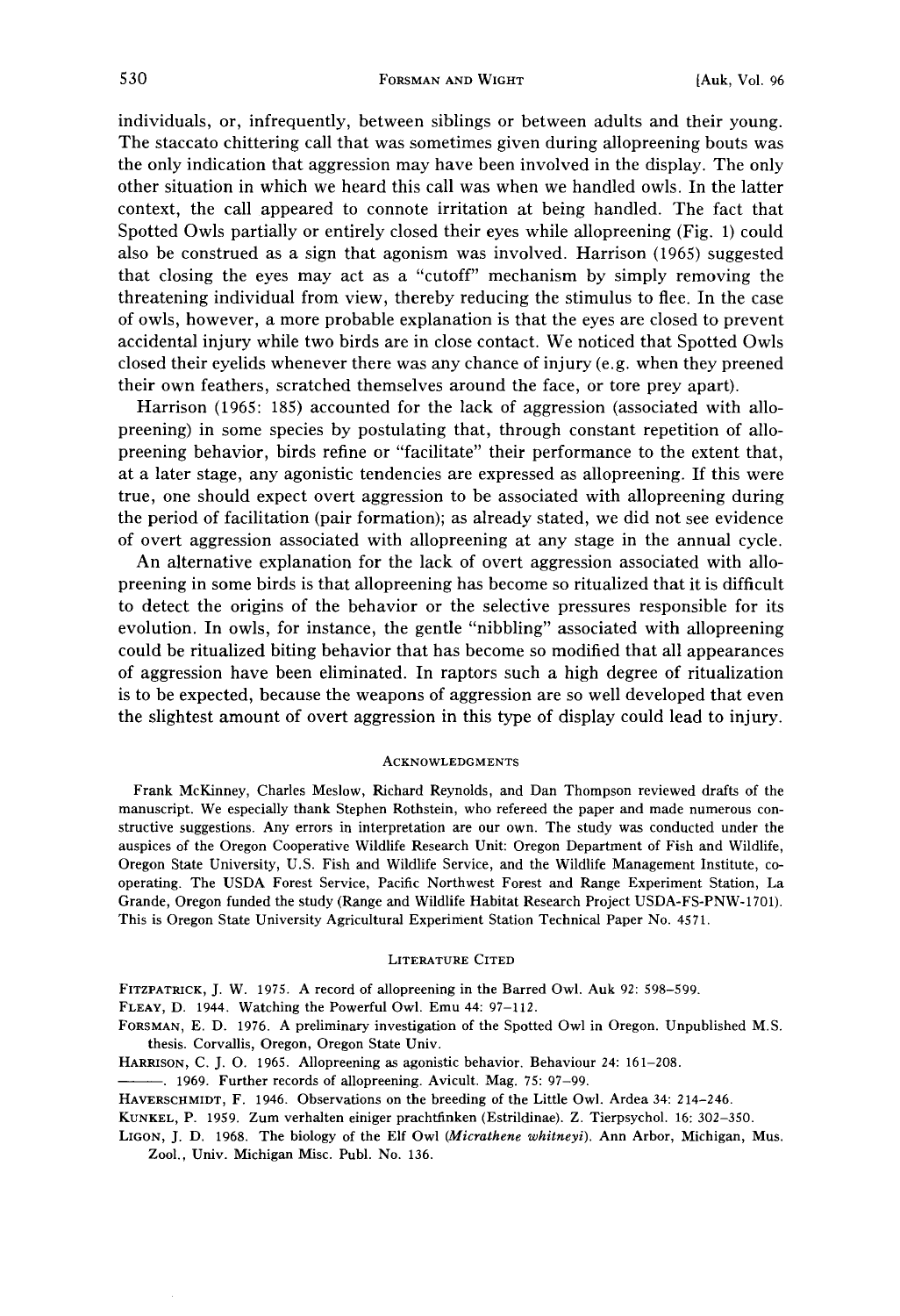individuals, or, infrequently, between siblings or between adults and their young. The staccato chittering call that was sometimes given during allopreening bouts was the only indication that aggression may have been involved in the display. The only other situation in which we heard this call was when we handled owls. In the latter context, the call appeared to connote irritation at being handled. The fact that Spotted Owls partially or entirely closed their eyes while allopreening (Fig. 1) could also be construed as a sign that agonism was involved. Harrison (1965) suggested that closing the eyes may act as a "cutoff" mechanism by simply removing the threatening individual from view, thereby reducing the stimulus to flee. In the case of owls, however, a more probable explanation is that the eyes are closed to prevent accidental injury while two birds are in close contact. We noticed that Spotted Owls closed their eyelids whenever there was any chance of injury (e.g. when they preened their own feathers, scratched themselves around the face, or tore prey apart).

Harrison (1965: 185) accounted for the lack of aggression (associated with allopreening) in some species by postulating that, through constant repetition of allopreening behavior, birds refine or "facilitate" their performance to the extent that, at a later stage, any agonistic tendencies are expressed as allopreening. If this were true, one should expect overt aggression to be associated with allopreening during the period of facilitation (pair formation); as already stated, we did not see evidence of overt aggression associated with allopreening at any stage in the annual cycle.

An alternative explanation for the lack of overt aggression associated with allopreening in some birds is that allopreening has become so ritualized that it is difficult to detect the origins of the behavior or the selective pressures responsible for its evolution. In owls, for instance, the gentle "nibbling" associated with allopreening could be ritualized biting behavior that has become so modified that all appearances of aggression have been eliminated. In raptors such a high degree of ritualization is to be expected, because the weapons of aggression are so well developed that even the slightest amount of overt aggression in this type of display could lead to injury.

## Acknowledgments

Frank McKinney, Charles Meslow, Richard Reynolds, and Dan Thompson reviewed drafts of the manuscript. We especially thank Stephen Rothstein, who refereed the paper and made numerous constructive suggestions. Any errors in interpretation are our own. The study was conducted under the auspices of the Oregon Cooperative Wildlife Research Unit: Oregon Department of Fish and Wildlife, Oregon State University, U.S. Fish and Wildlife Service, and the Wildlife Management Institute, cooperating. The USDA Forest Service, Pacific Northwest Forest and Range Experiment Station, La Grande, Oregon funded the study (Range and Wildlife Habitat Research Project USDA-FS-PNW-1701). This is Oregon State University Agricultural Experiment Station Technical Paper No. 4571.

## Literature Cited

FITZPATRICK, J. W. 1975. A record of allopreening in the Barred Owl. Auk 92: 598–599.

FLEAY, D. 1944. Watching the Powerful Owl. Emu 44: 97–112.

FORSMAN, E. D. 1976. A preliminary investigation of the Spotted Owl in Oregon. Unpublished M.S. thesis. Corvallis, Oregon, Oregon State Univ.

HARRISON, C. J. O. 1965. Allopreening as agonistic behavior. Behaviour 24: 161–208.

———. 1969. Further records of allopreening. Avicult. Mag. 75: 97–99.

HAVERSCHMIDT, F. 1946. Observations on the breeding of the Little Owl. Ardea 34: 214–246.

KUNKEL, P. 1959. Zum verhalten einiger prachtfinken (Estrildinae). Z. Tierpsychol. 16: 302–350.

LIGON, J. D. 1968. The biology of the Elf Owl (*Micrathene whitneyi*). Ann Arbor, Michigan, Mus. Zool., Univ. Michigan Misc. Publ. No. 136.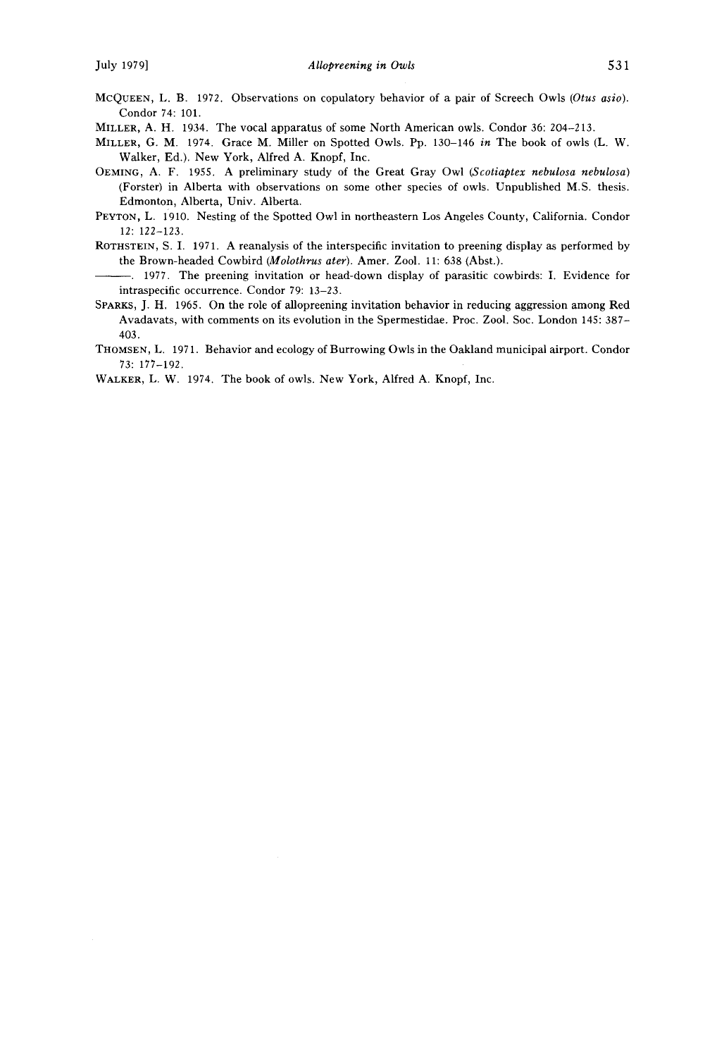MCQUEEN, L. B. 1972. Observations on copulatory behavior of a pair of Screech Owls (*Otus asio*). Condor 74: 101.

MILLER, A. H. 1934. The vocal apparatus of some North American owls. Condor 36: 204–213.

MILLER, G. M. 1974. Grace M. Miller on Spotted Owls. Pp. 130–146 *in* The book of owls (L. W. Walker, Ed.). New York, Alfred A. Knopf, Inc.

OEMING, A. F. 1955. A preliminary study of the Great Gray Owl (*Scotiaptex nebulosa nebulosa*) (Forster) in Alberta with observations on some other species of owls. Unpublished M.S. thesis. Edmonton, Alberta, Univ. Alberta.

PEYTON, L. 1910. Nesting of the Spotted Owl in northeastern Los Angeles County, California. Condor 12: 122–123.

ROTHSTEIN, S. I. 1971. A reanalysis of the interspecific invitation to preening display as performed by the Brown-headed Cowbird (*Molothrus ater*). Amer. Zool. 11: 638 (Abst.).

———. 1977. The preening invitation or head-down display of parasitic cowbirds: I. Evidence for intraspecific occurrence. Condor 79: 13–23.

SPARKS, J. H. 1965. On the role of allopreening invitation behavior in reducing aggression among Red Avadavats, with comments on its evolution in the Spermestidae. Proc. Zool. Soc. London 145: 387–403.

THOMSEN, L. 1971. Behavior and ecology of Burrowing Owls in the Oakland municipal airport. Condor 73: 177–192.

WALKER, L. W. 1974. The book of owls. New York, Alfred A. Knopf, Inc.